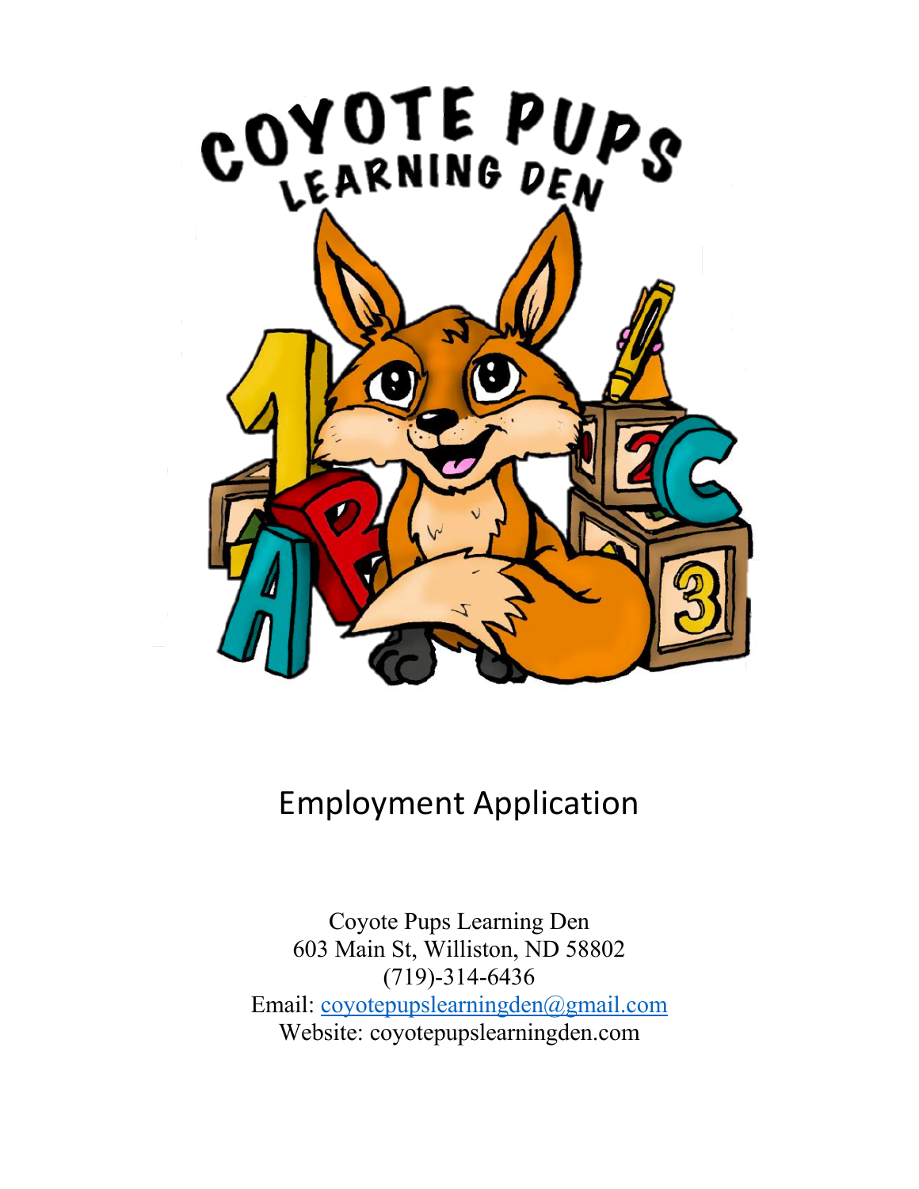# Employment Application

Coyote Pups Learning Den
603 Main St, Williston, ND 58802
(719)-314-6436
Email: coyotepupslearningden@gmail.com
Website: coyotepupslearningden.com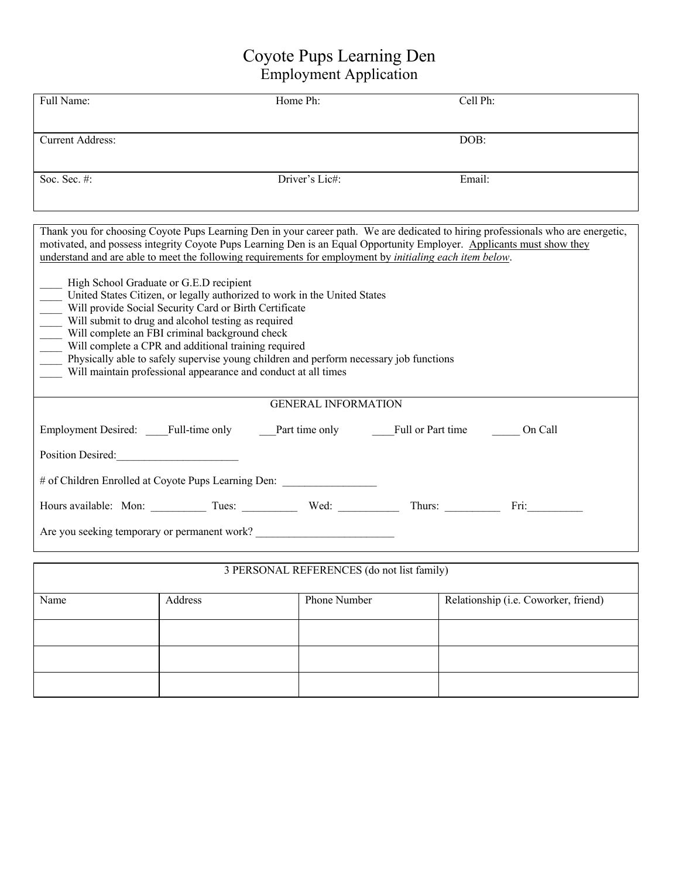# Coyote Pups Learning Den
## Employment Application

| Full Name: | Home Ph: | Cell Ph: |
|---|---|---|
| Current Address: | | DOB: |
| Soc. Sec. #: | Driver's Lic#: | Email: |

Thank you for choosing Coyote Pups Learning Den in your career path. We are dedicated to hiring professionals who are energetic, motivated, and possess integrity Coyote Pups Learning Den is an Equal Opportunity Employer. Applicants must show they understand and are able to meet the following requirements for employment by *initialing each item below*.

____ High School Graduate or G.E.D recipient
____ United States Citizen, or legally authorized to work in the United States
____ Will provide Social Security Card or Birth Certificate
____ Will submit to drug and alcohol testing as required
____ Will complete an FBI criminal background check
____ Will complete a CPR and additional training required
____ Physically able to safely supervise young children and perform necessary job functions
____ Will maintain professional appearance and conduct at all times

### GENERAL INFORMATION

Employment Desired: ____Full-time only ___Part time only ____Full or Part time _____ On Call

Position Desired:______________________

# of Children Enrolled at Coyote Pups Learning Den: _________________

Hours available: Mon: __________ Tues: __________ Wed: ___________ Thurs: __________ Fri:__________

Are you seeking temporary or permanent work? _________________________

### 3 PERSONAL REFERENCES (do not list family)

| Name | Address | Phone Number | Relationship (i.e. Coworker, friend) |
|---|---|---|---|
| | | | |
| | | | |
| | | | |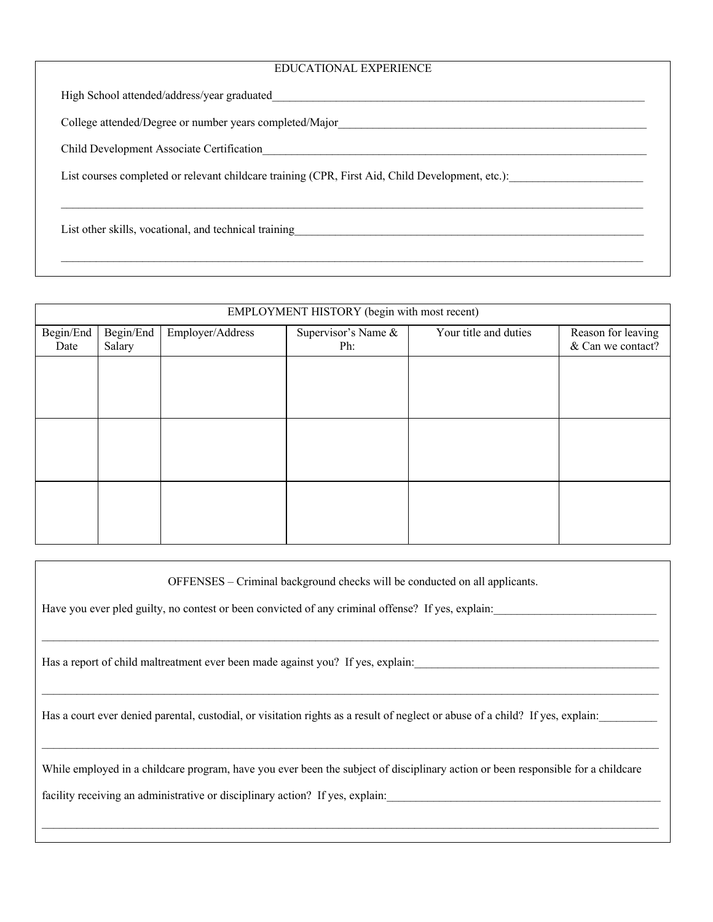## EDUCATIONAL EXPERIENCE

High School attended/address/year graduated_______________________________________________________________

College attended/Degree or number years completed/Major_______________________________________________________

Child Development Associate Certification_________________________________________________________________

List courses completed or relevant childcare training (CPR, First Aid, Child Development, etc.):_______________________

_____________________________________________________________________________________________________

List other skills, vocational, and technical training___________________________________________________________

_____________________________________________________________________________________________________

## EMPLOYMENT HISTORY (begin with most recent)

| Begin/End Date | Begin/End Salary | Employer/Address | Supervisor's Name & Ph: | Your title and duties | Reason for leaving & Can we contact? |
|---|---|---|---|---|---|
| | | | | | |
| | | | | | |
| | | | | | |

## OFFENSES – Criminal background checks will be conducted on all applicants.

Have you ever pled guilty, no contest or been convicted of any criminal offense? If yes, explain:____________________________

_____________________________________________________________________________________________________

Has a report of child maltreatment ever been made against you? If yes, explain:__________________________________________

_____________________________________________________________________________________________________

Has a court ever denied parental, custodial, or visitation rights as a result of neglect or abuse of a child? If yes, explain:__________

_____________________________________________________________________________________________________

While employed in a childcare program, have you ever been the subject of disciplinary action or been responsible for a childcare facility receiving an administrative or disciplinary action? If yes, explain:_________________________________________________

_____________________________________________________________________________________________________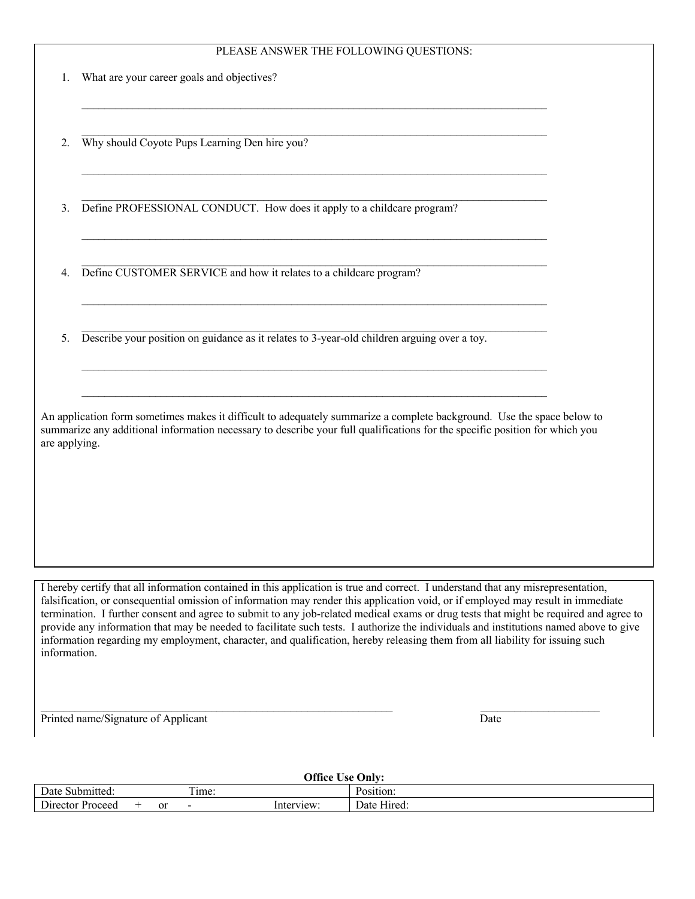PLEASE ANSWER THE FOLLOWING QUESTIONS:

1. What are your career goals and objectives?

______________________________________________________________________________

______________________________________________________________________________

2. Why should Coyote Pups Learning Den hire you?

______________________________________________________________________________

______________________________________________________________________________

3. Define PROFESSIONAL CONDUCT. How does it apply to a childcare program?

______________________________________________________________________________

______________________________________________________________________________

4. Define CUSTOMER SERVICE and how it relates to a childcare program?

______________________________________________________________________________

______________________________________________________________________________

5. Describe your position on guidance as it relates to 3-year-old children arguing over a toy.

______________________________________________________________________________

______________________________________________________________________________

An application form sometimes makes it difficult to adequately summarize a complete background. Use the space below to summarize any additional information necessary to describe your full qualifications for the specific position for which you are applying.

I hereby certify that all information contained in this application is true and correct. I understand that any misrepresentation, falsification, or consequential omission of information may render this application void, or if employed may result in immediate termination. I further consent and agree to submit to any job-related medical exams or drug tests that might be required and agree to provide any information that may be needed to facilitate such tests. I authorize the individuals and institutions named above to give information regarding my employment, character, and qualification, hereby releasing them from all liability for issuing such information.

______________________________________________________________ ______________________

Printed name/Signature of Applicant Date

**Office Use Only:**

| | | |
|---|---|---|
| Date Submitted: | Time: | Position: |
| Director Proceed + or - | Interview: | Date Hired: |